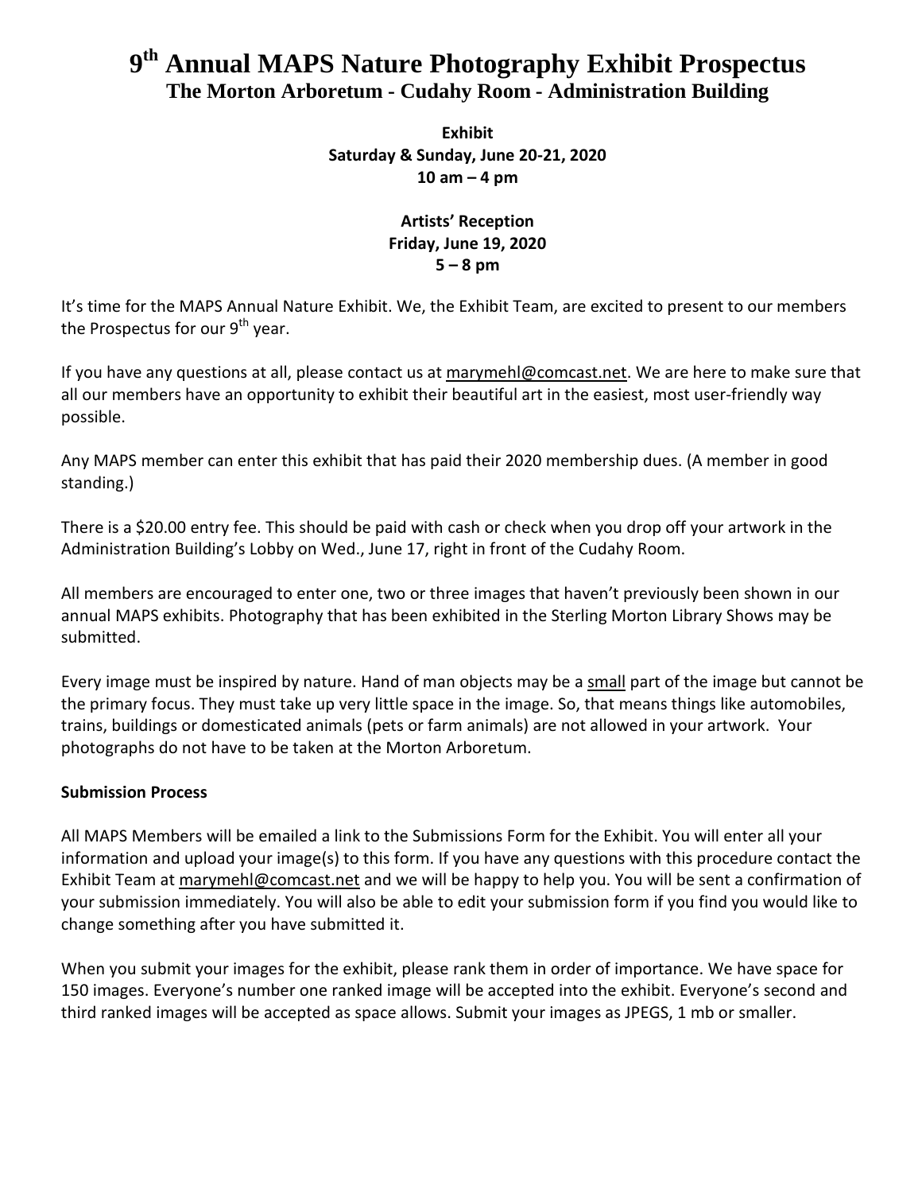# 9th Annual MAPS Nature Photography Exhibit Prospectus

## The Morton Arboretum - Cudahy Room - Administration Building

**Exhibit**
**Saturday & Sunday, June 20-21, 2020**
**10 am – 4 pm**

**Artists' Reception**
**Friday, June 19, 2020**
**5 – 8 pm**

It's time for the MAPS Annual Nature Exhibit. We, the Exhibit Team, are excited to present to our members the Prospectus for our 9th year.

If you have any questions at all, please contact us at marymehl@comcast.net. We are here to make sure that all our members have an opportunity to exhibit their beautiful art in the easiest, most user-friendly way possible.

Any MAPS member can enter this exhibit that has paid their 2020 membership dues. (A member in good standing.)

There is a $20.00 entry fee. This should be paid with cash or check when you drop off your artwork in the Administration Building's Lobby on Wed., June 17, right in front of the Cudahy Room.

All members are encouraged to enter one, two or three images that haven't previously been shown in our annual MAPS exhibits. Photography that has been exhibited in the Sterling Morton Library Shows may be submitted.

Every image must be inspired by nature. Hand of man objects may be a small part of the image but cannot be the primary focus. They must take up very little space in the image. So, that means things like automobiles, trains, buildings or domesticated animals (pets or farm animals) are not allowed in your artwork. Your photographs do not have to be taken at the Morton Arboretum.

**Submission Process**

All MAPS Members will be emailed a link to the Submissions Form for the Exhibit. You will enter all your information and upload your image(s) to this form. If you have any questions with this procedure contact the Exhibit Team at marymehl@comcast.net and we will be happy to help you. You will be sent a confirmation of your submission immediately. You will also be able to edit your submission form if you find you would like to change something after you have submitted it.

When you submit your images for the exhibit, please rank them in order of importance. We have space for 150 images. Everyone's number one ranked image will be accepted into the exhibit. Everyone's second and third ranked images will be accepted as space allows. Submit your images as JPEGS, 1 mb or smaller.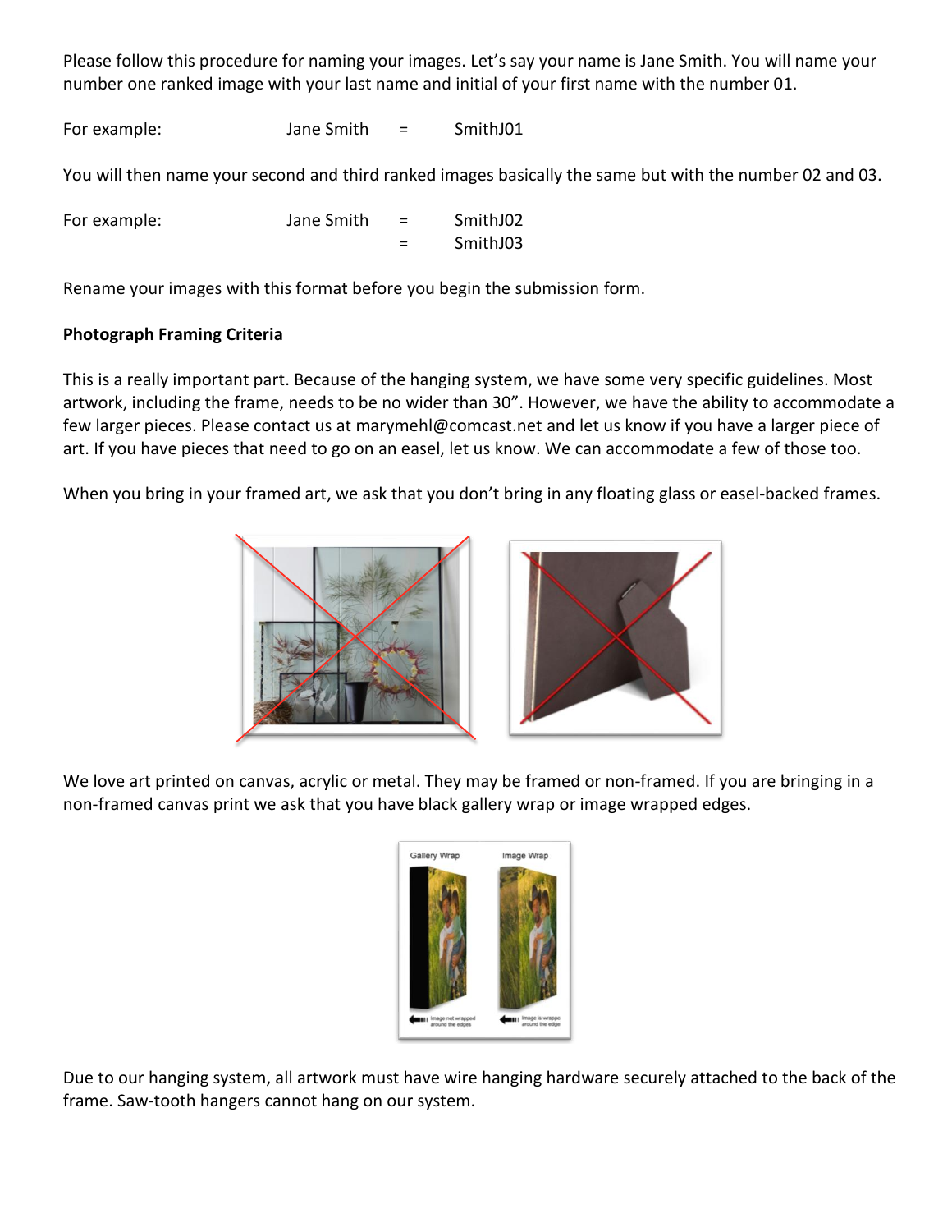Please follow this procedure for naming your images. Let's say your name is Jane Smith. You will name your number one ranked image with your last name and initial of your first name with the number 01.

For example: Jane Smith = SmithJ01

You will then name your second and third ranked images basically the same but with the number 02 and 03.

For example: Jane Smith = SmithJ02
= SmithJ03

Rename your images with this format before you begin the submission form.

**Photograph Framing Criteria**

This is a really important part. Because of the hanging system, we have some very specific guidelines. Most artwork, including the frame, needs to be no wider than 30". However, we have the ability to accommodate a few larger pieces. Please contact us at marymehl@comcast.net and let us know if you have a larger piece of art. If you have pieces that need to go on an easel, let us know. We can accommodate a few of those too.

When you bring in your framed art, we ask that you don't bring in any floating glass or easel-backed frames.

We love art printed on canvas, acrylic or metal. They may be framed or non-framed. If you are bringing in a non-framed canvas print we ask that you have black gallery wrap or image wrapped edges.

Due to our hanging system, all artwork must have wire hanging hardware securely attached to the back of the frame. Saw-tooth hangers cannot hang on our system.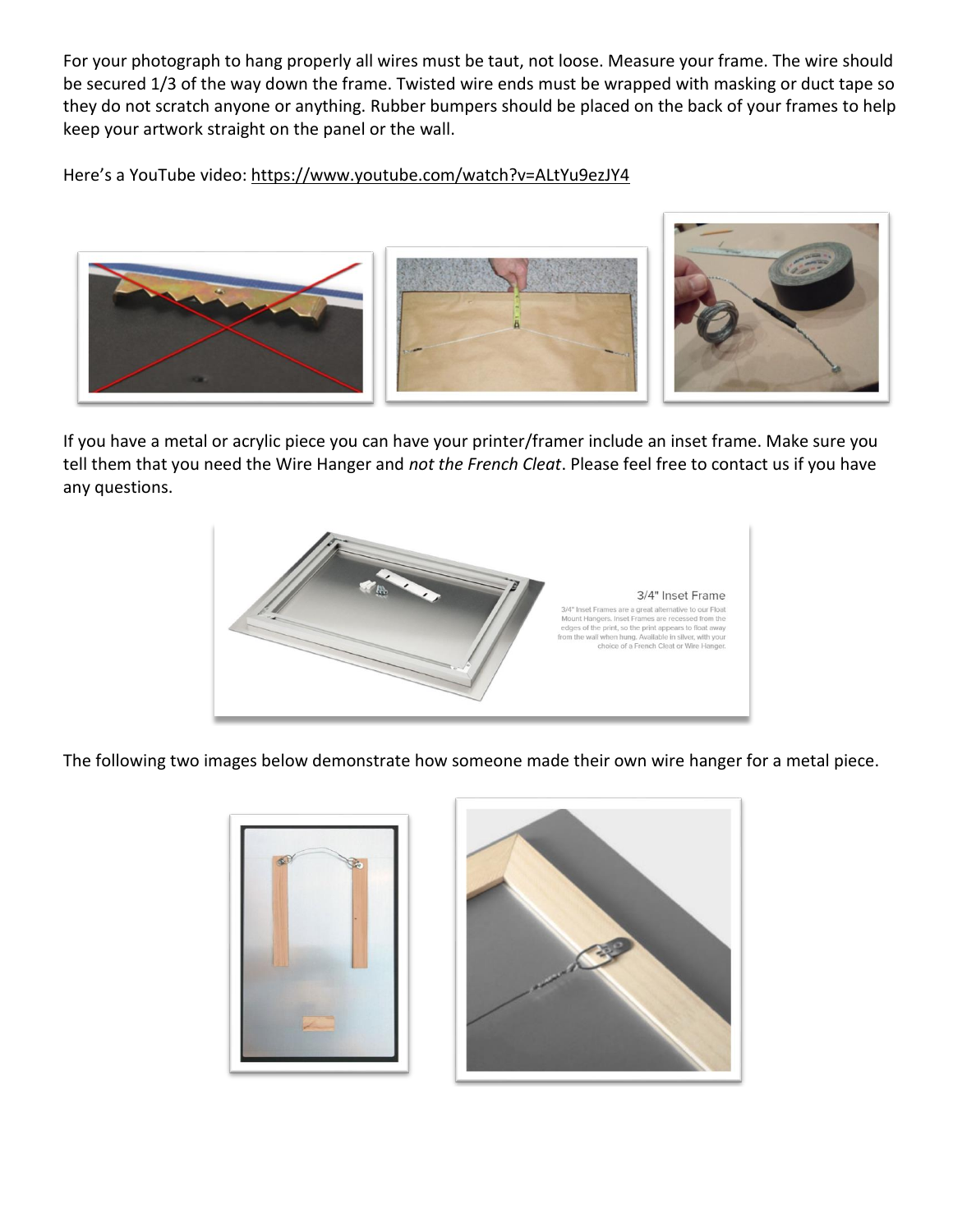For your photograph to hang properly all wires must be taut, not loose. Measure your frame. The wire should be secured 1/3 of the way down the frame. Twisted wire ends must be wrapped with masking or duct tape so they do not scratch anyone or anything. Rubber bumpers should be placed on the back of your frames to help keep your artwork straight on the panel or the wall.

Here's a YouTube video: https://www.youtube.com/watch?v=ALtYu9ezJY4

If you have a metal or acrylic piece you can have your printer/framer include an inset frame. Make sure you tell them that you need the Wire Hanger and *not the French Cleat*. Please feel free to contact us if you have any questions.

The following two images below demonstrate how someone made their own wire hanger for a metal piece.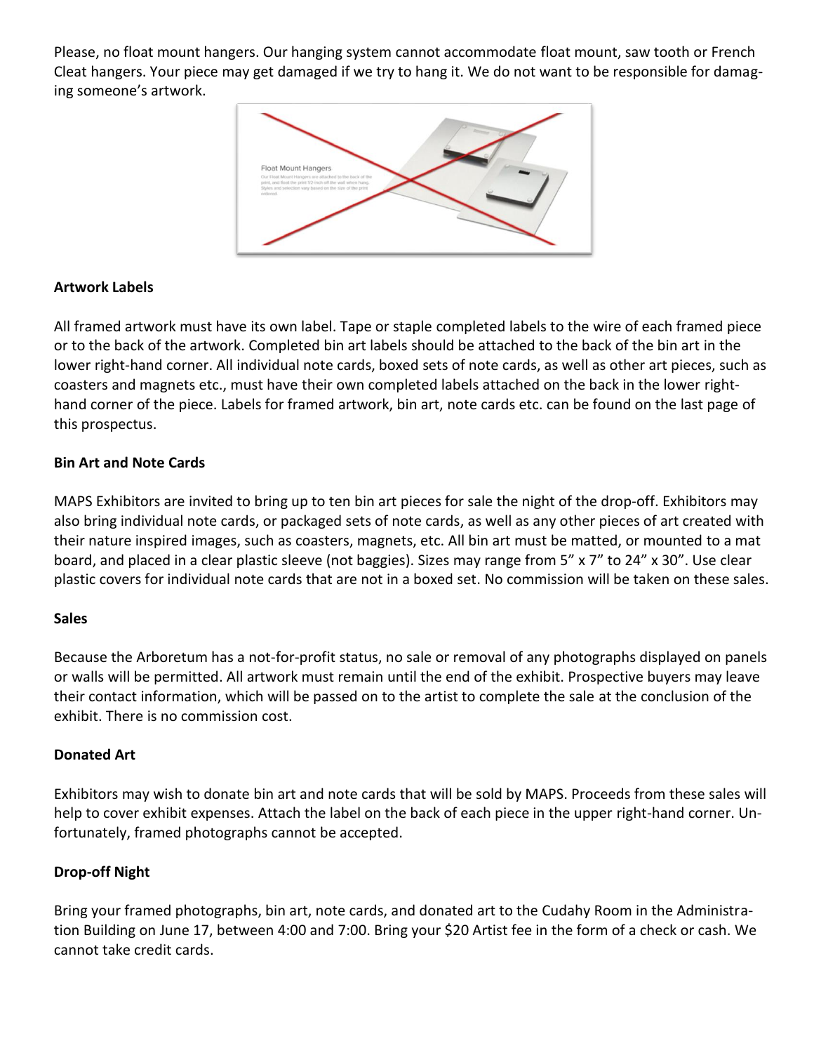Please, no float mount hangers. Our hanging system cannot accommodate float mount, saw tooth or French Cleat hangers. Your piece may get damaged if we try to hang it. We do not want to be responsible for damaging someone's artwork.

**Artwork Labels**

All framed artwork must have its own label. Tape or staple completed labels to the wire of each framed piece or to the back of the artwork. Completed bin art labels should be attached to the back of the bin art in the lower right-hand corner. All individual note cards, boxed sets of note cards, as well as other art pieces, such as coasters and magnets etc., must have their own completed labels attached on the back in the lower right-hand corner of the piece. Labels for framed artwork, bin art, note cards etc. can be found on the last page of this prospectus.

**Bin Art and Note Cards**

MAPS Exhibitors are invited to bring up to ten bin art pieces for sale the night of the drop-off. Exhibitors may also bring individual note cards, or packaged sets of note cards, as well as any other pieces of art created with their nature inspired images, such as coasters, magnets, etc. All bin art must be matted, or mounted to a mat board, and placed in a clear plastic sleeve (not baggies). Sizes may range from 5" x 7" to 24" x 30". Use clear plastic covers for individual note cards that are not in a boxed set. No commission will be taken on these sales.

**Sales**

Because the Arboretum has a not-for-profit status, no sale or removal of any photographs displayed on panels or walls will be permitted. All artwork must remain until the end of the exhibit. Prospective buyers may leave their contact information, which will be passed on to the artist to complete the sale at the conclusion of the exhibit. There is no commission cost.

**Donated Art**

Exhibitors may wish to donate bin art and note cards that will be sold by MAPS. Proceeds from these sales will help to cover exhibit expenses. Attach the label on the back of each piece in the upper right-hand corner. Unfortunately, framed photographs cannot be accepted.

**Drop-off Night**

Bring your framed photographs, bin art, note cards, and donated art to the Cudahy Room in the Administration Building on June 17, between 4:00 and 7:00. Bring your $20 Artist fee in the form of a check or cash. We cannot take credit cards.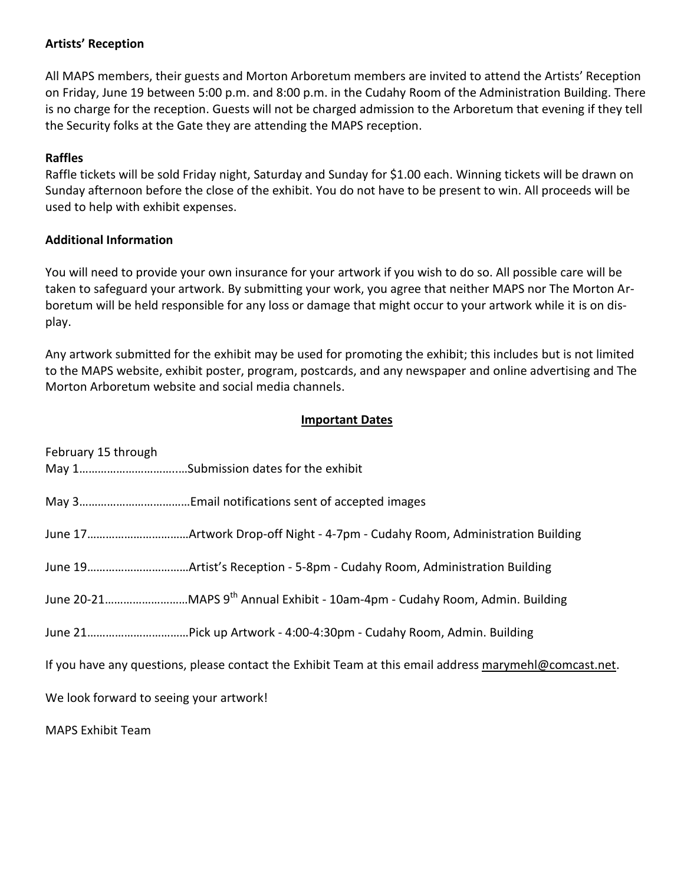**Artists' Reception**

All MAPS members, their guests and Morton Arboretum members are invited to attend the Artists' Reception on Friday, June 19 between 5:00 p.m. and 8:00 p.m. in the Cudahy Room of the Administration Building. There is no charge for the reception. Guests will not be charged admission to the Arboretum that evening if they tell the Security folks at the Gate they are attending the MAPS reception.

**Raffles**

Raffle tickets will be sold Friday night, Saturday and Sunday for $1.00 each. Winning tickets will be drawn on Sunday afternoon before the close of the exhibit. You do not have to be present to win. All proceeds will be used to help with exhibit expenses.

**Additional Information**

You will need to provide your own insurance for your artwork if you wish to do so. All possible care will be taken to safeguard your artwork. By submitting your work, you agree that neither MAPS nor The Morton Arboretum will be held responsible for any loss or damage that might occur to your artwork while it is on display.

Any artwork submitted for the exhibit may be used for promoting the exhibit; this includes but is not limited to the MAPS website, exhibit poster, program, postcards, and any newspaper and online advertising and The Morton Arboretum website and social media channels.

**Important Dates**

February 15 through May 1……………………………Submission dates for the exhibit

May 3………………………………Email notifications sent of accepted images

June 17……………………………Artwork Drop-off Night - 4-7pm - Cudahy Room, Administration Building

June 19……………………………Artist's Reception - 5-8pm - Cudahy Room, Administration Building

June 20-21………………………MAPS 9th Annual Exhibit - 10am-4pm - Cudahy Room, Admin. Building

June 21……………………………Pick up Artwork - 4:00-4:30pm - Cudahy Room, Admin. Building

If you have any questions, please contact the Exhibit Team at this email address marymehl@comcast.net.

We look forward to seeing your artwork!

MAPS Exhibit Team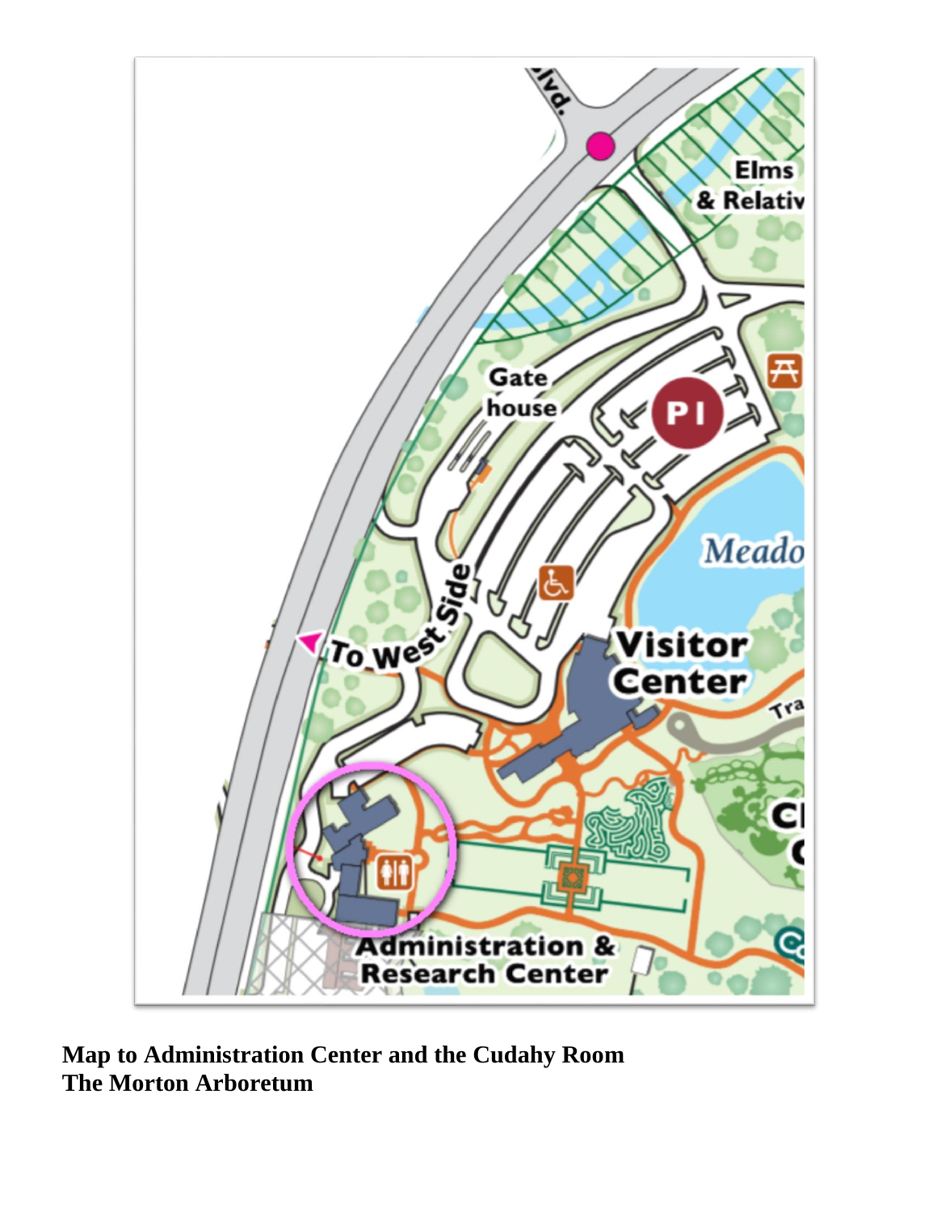**Map to Administration Center and the Cudahy Room**
**The Morton Arboretum**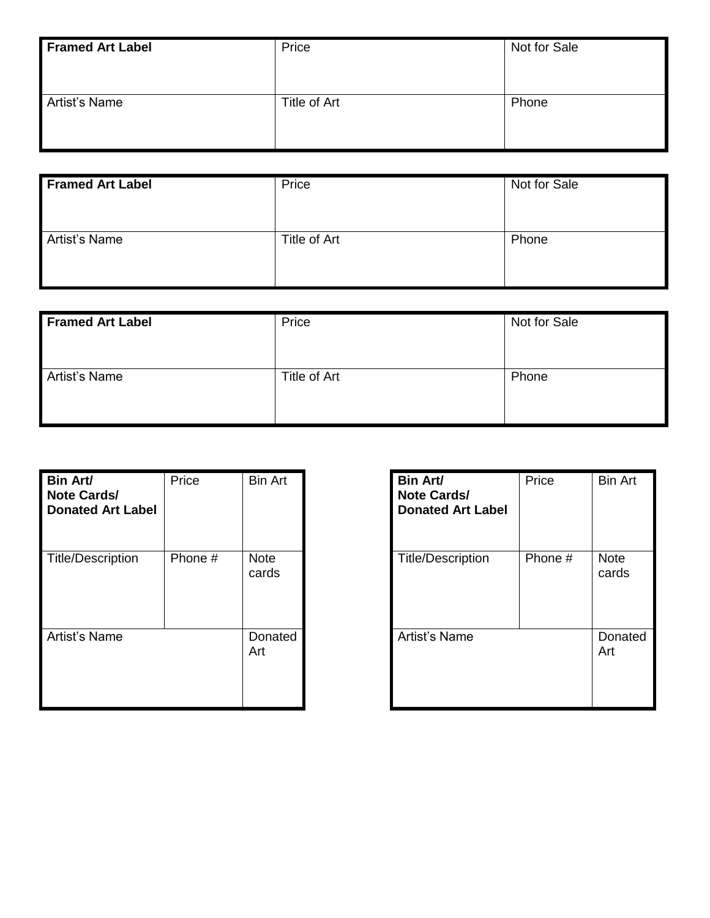| **Framed Art Label** | Price | Not for Sale |
|---|---|---|
| Artist's Name | Title of Art | Phone |

| **Framed Art Label** | Price | Not for Sale |
|---|---|---|
| Artist's Name | Title of Art | Phone |

| **Framed Art Label** | Price | Not for Sale |
|---|---|---|
| Artist's Name | Title of Art | Phone |

| **Bin Art/ Note Cards/ Donated Art Label** | Price | Bin Art |
|---|---|---|
| Title/Description | Phone # | Note cards |
| Artist's Name | | Donated Art |

| **Bin Art/ Note Cards/ Donated Art Label** | Price | Bin Art |
|---|---|---|
| Title/Description | Phone # | Note cards |
| Artist's Name | | Donated Art |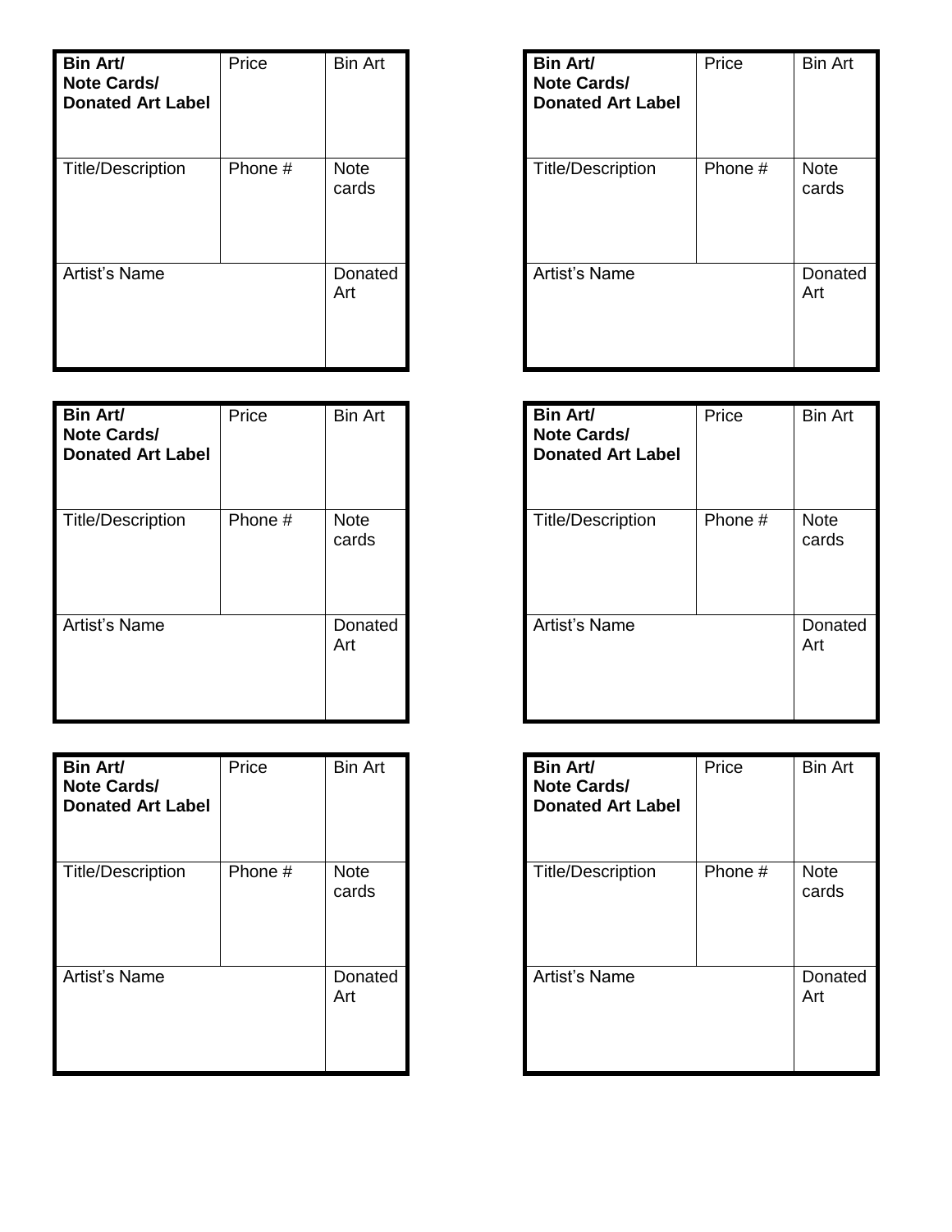| | | |
|---|---|---|
| **Bin Art/ Note Cards/ Donated Art Label** | Price | Bin Art |
| Title/Description | Phone # | Note cards |
| Artist's Name | | Donated Art |

| | | |
|---|---|---|
| **Bin Art/ Note Cards/ Donated Art Label** | Price | Bin Art |
| Title/Description | Phone # | Note cards |
| Artist's Name | | Donated Art |

| | | |
|---|---|---|
| **Bin Art/ Note Cards/ Donated Art Label** | Price | Bin Art |
| Title/Description | Phone # | Note cards |
| Artist's Name | | Donated Art |

| | | |
|---|---|---|
| **Bin Art/ Note Cards/ Donated Art Label** | Price | Bin Art |
| Title/Description | Phone # | Note cards |
| Artist's Name | | Donated Art |

| | | |
|---|---|---|
| **Bin Art/ Note Cards/ Donated Art Label** | Price | Bin Art |
| Title/Description | Phone # | Note cards |
| Artist's Name | | Donated Art |

| | | |
|---|---|---|
| **Bin Art/ Note Cards/ Donated Art Label** | Price | Bin Art |
| Title/Description | Phone # | Note cards |
| Artist's Name | | Donated Art |